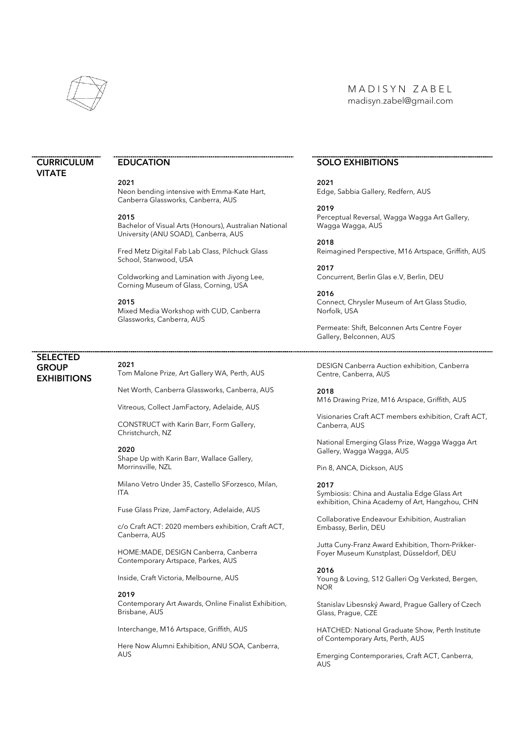# MADISYN ZABEL

madisyn.zabel@gmail.com

## CURRICULUM VITATE

### EDUCATION

**2021**
Neon bending intensive with Emma-Kate Hart, Canberra Glassworks, Canberra, AUS

**2015**
Bachelor of Visual Arts (Honours), Australian National University (ANU SOAD), Canberra, AUS

Fred Metz Digital Fab Lab Class, Pilchuck Glass School, Stanwood, USA

Coldworking and Lamination with Jiyong Lee, Corning Museum of Glass, Corning, USA

**2015**
Mixed Media Workshop with CUD, Canberra Glassworks, Canberra, AUS

### SOLO EXHIBITIONS

**2021**
Edge, Sabbia Gallery, Redfern, AUS

**2019**
Perceptual Reversal, Wagga Wagga Art Gallery, Wagga Wagga, AUS

**2018**
Reimagined Perspective, M16 Artspace, Griffith, AUS

**2017**
Concurrent, Berlin Glas e.V, Berlin, DEU

**2016**
Connect, Chrysler Museum of Art Glass Studio, Norfolk, USA

Permeate: Shift, Belconnen Arts Centre Foyer Gallery, Belconnen, AUS

## SELECTED GROUP EXHIBITIONS

**2021**
Tom Malone Prize, Art Gallery WA, Perth, AUS

Net Worth, Canberra Glassworks, Canberra, AUS

Vitreous, Collect JamFactory, Adelaide, AUS

CONSTRUCT with Karin Barr, Form Gallery, Christchurch, NZ

**2020**
Shape Up with Karin Barr, Wallace Gallery, Morrinsville, NZL

Milano Vetro Under 35, Castello SForzesco, Milan, ITA

Fuse Glass Prize, JamFactory, Adelaide, AUS

c/o Craft ACT: 2020 members exhibition, Craft ACT, Canberra, AUS

HOME:MADE, DESIGN Canberra, Canberra Contemporary Artspace, Parkes, AUS

Inside, Craft Victoria, Melbourne, AUS

**2019**
Contemporary Art Awards, Online Finalist Exhibition, Brisbane, AUS

Interchange, M16 Artspace, Griffith, AUS

Here Now Alumni Exhibition, ANU SOA, Canberra, AUS

DESIGN Canberra Auction exhibition, Canberra Centre, Canberra, AUS

**2018**
M16 Drawing Prize, M16 Arspace, Griffith, AUS

Visionaries Craft ACT members exhibition, Craft ACT, Canberra, AUS

National Emerging Glass Prize, Wagga Wagga Art Gallery, Wagga Wagga, AUS

Pin 8, ANCA, Dickson, AUS

**2017**
Symbiosis: China and Austalia Edge Glass Art exhibition, China Academy of Art, Hangzhou, CHN

Collaborative Endeavour Exhibition, Australian Embassy, Berlin, DEU

Jutta Cuny-Franz Award Exhibition, Thorn-Prikker-Foyer Museum Kunstplast, Düsseldorf, DEU

**2016**
Young & Loving, S12 Galleri Og Verksted, Bergen, NOR

Stanislav Libesnský Award, Prague Gallery of Czech Glass, Prague, CZE

HATCHED: National Graduate Show, Perth Institute of Contemporary Arts, Perth, AUS

Emerging Contemporaries, Craft ACT, Canberra, AUS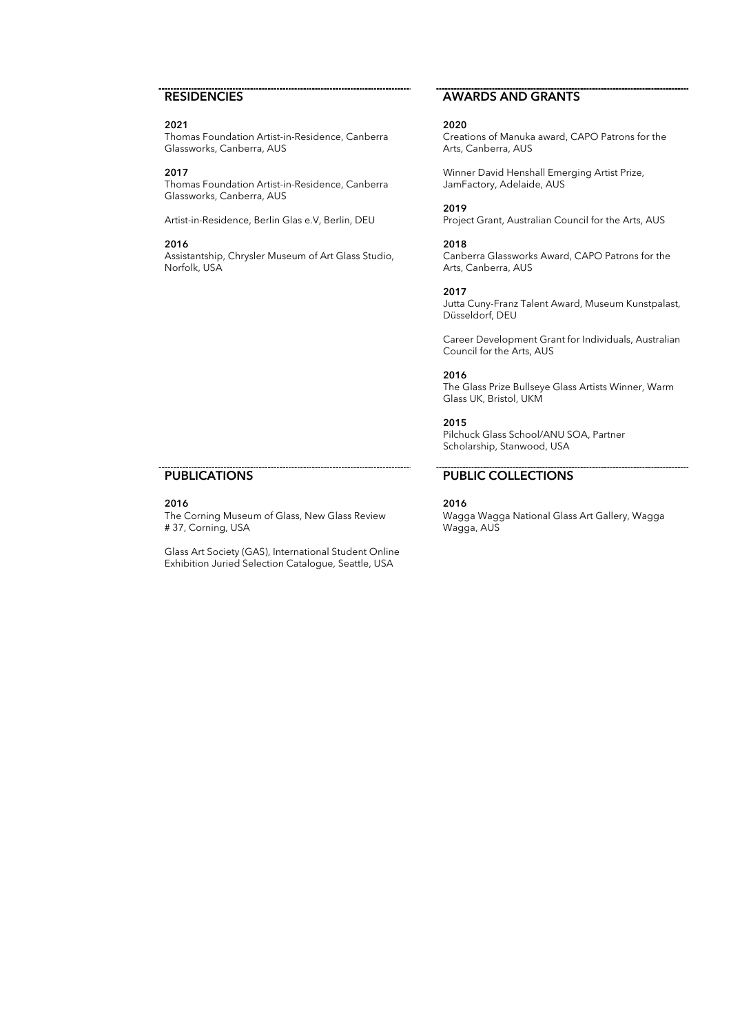## RESIDENCIES

**2021**
Thomas Foundation Artist-in-Residence, Canberra Glassworks, Canberra, AUS

**2017**
Thomas Foundation Artist-in-Residence, Canberra Glassworks, Canberra, AUS

Artist-in-Residence, Berlin Glas e.V, Berlin, DEU

**2016**
Assistantship, Chrysler Museum of Art Glass Studio, Norfolk, USA

## AWARDS AND GRANTS

**2020**
Creations of Manuka award, CAPO Patrons for the Arts, Canberra, AUS

Winner David Henshall Emerging Artist Prize, JamFactory, Adelaide, AUS

**2019**
Project Grant, Australian Council for the Arts, AUS

**2018**
Canberra Glassworks Award, CAPO Patrons for the Arts, Canberra, AUS

**2017**
Jutta Cuny-Franz Talent Award, Museum Kunstpalast, Düsseldorf, DEU

Career Development Grant for Individuals, Australian Council for the Arts, AUS

**2016**
The Glass Prize Bullseye Glass Artists Winner, Warm Glass UK, Bristol, UKM

**2015**
Pilchuck Glass School/ANU SOA, Partner Scholarship, Stanwood, USA

## PUBLICATIONS

**2016**
The Corning Museum of Glass, New Glass Review # 37, Corning, USA

Glass Art Society (GAS), International Student Online Exhibition Juried Selection Catalogue, Seattle, USA

## PUBLIC COLLECTIONS

**2016**
Wagga Wagga National Glass Art Gallery, Wagga Wagga, AUS